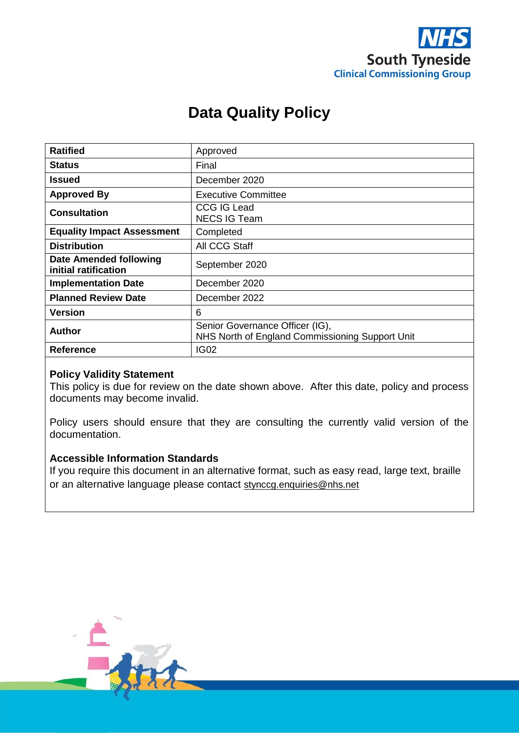NHS
South Tyneside
Clinical Commissioning Group

# Data Quality Policy

| | |
|---|---|
| **Ratified** | Approved |
| **Status** | Final |
| **Issued** | December 2020 |
| **Approved By** | Executive Committee |
| **Consultation** | CCG IG Lead<br>NECS IG Team |
| **Equality Impact Assessment** | Completed |
| **Distribution** | All CCG Staff |
| **Date Amended following initial ratification** | September 2020 |
| **Implementation Date** | December 2020 |
| **Planned Review Date** | December 2022 |
| **Version** | 6 |
| **Author** | Senior Governance Officer (IG),<br>NHS North of England Commissioning Support Unit |
| **Reference** | IG02 |

**Policy Validity Statement**
This policy is due for review on the date shown above. After this date, policy and process documents may become invalid.

Policy users should ensure that they are consulting the currently valid version of the documentation.

**Accessible Information Standards**
If you require this document in an alternative format, such as easy read, large text, braille or an alternative language please contact stynccg.enquiries@nhs.net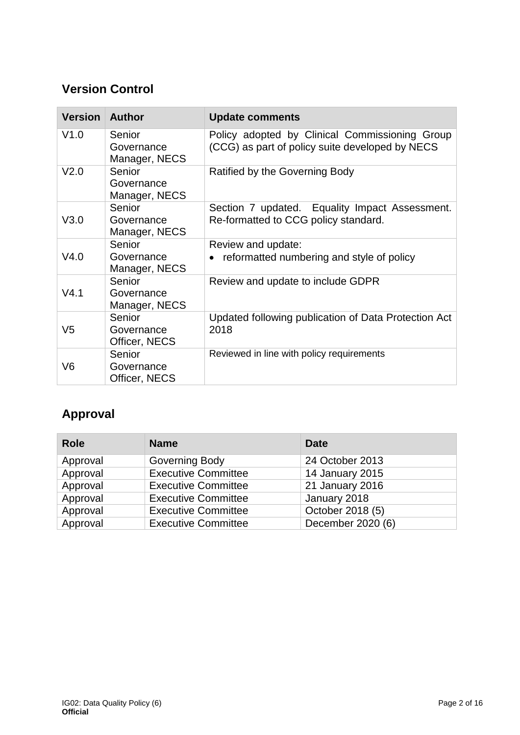## Version Control

| Version | Author | Update comments |
|---|---|---|
| V1.0 | Senior Governance Manager, NECS | Policy adopted by Clinical Commissioning Group (CCG) as part of policy suite developed by NECS |
| V2.0 | Senior Governance Manager, NECS | Ratified by the Governing Body |
| V3.0 | Senior Governance Manager, NECS | Section 7 updated. Equality Impact Assessment. Re-formatted to CCG policy standard. |
| V4.0 | Senior Governance Manager, NECS | Review and update:<br>• reformatted numbering and style of policy |
| V4.1 | Senior Governance Manager, NECS | Review and update to include GDPR |
| V5 | Senior Governance Officer, NECS | Updated following publication of Data Protection Act 2018 |
| V6 | Senior Governance Officer, NECS | Reviewed in line with policy requirements |

## Approval

| Role | Name | Date |
|---|---|---|
| Approval | Governing Body | 24 October 2013 |
| Approval | Executive Committee | 14 January 2015 |
| Approval | Executive Committee | 21 January 2016 |
| Approval | Executive Committee | January 2018 |
| Approval | Executive Committee | October 2018 (5) |
| Approval | Executive Committee | December 2020 (6) |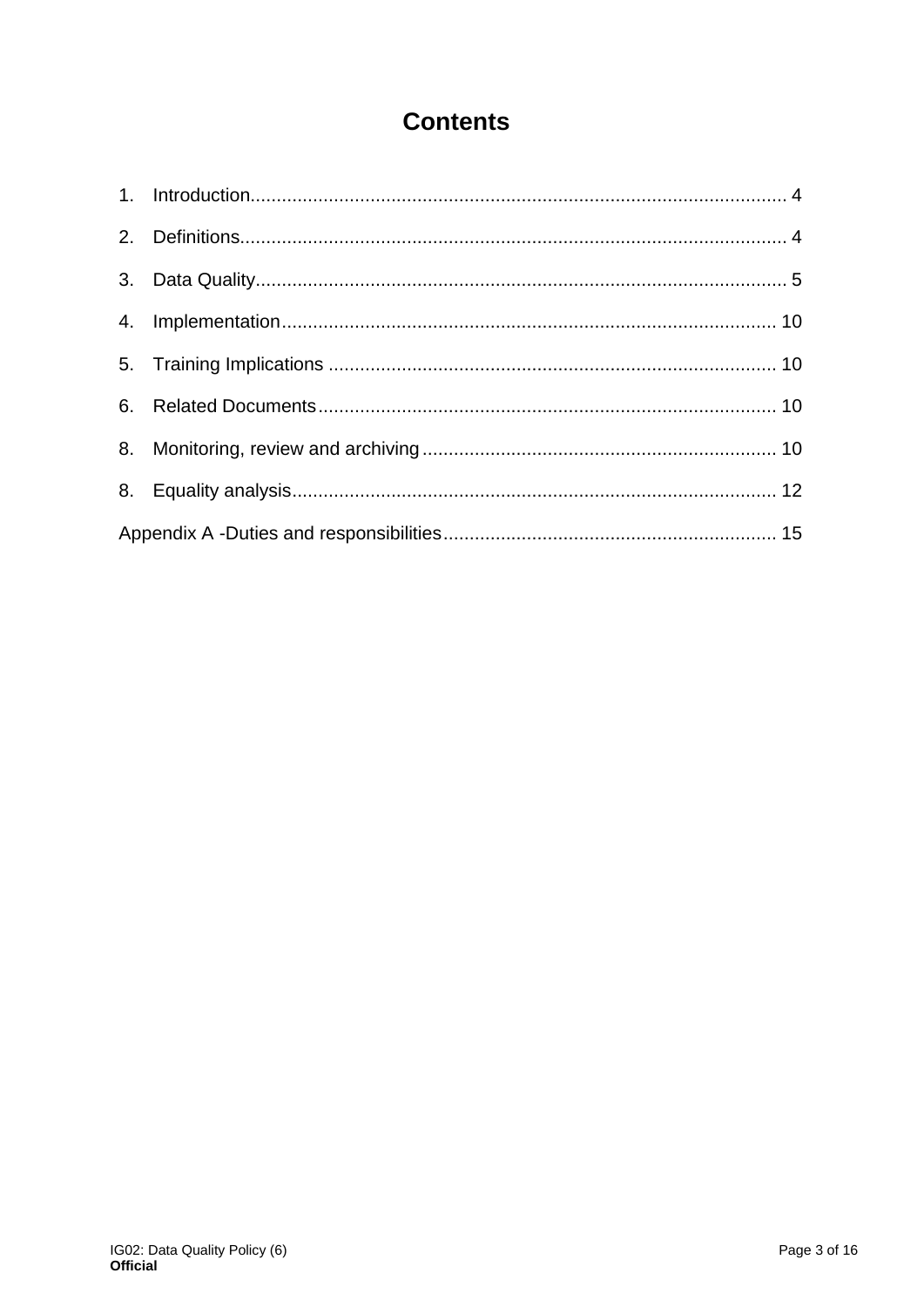# Contents

1. Introduction...................................................................................................... 4
2. Definitions........................................................................................................ 4
3. Data Quality..................................................................................................... 5
4. Implementation.............................................................................................. 10
5. Training Implications ..................................................................................... 10
6. Related Documents....................................................................................... 10
8. Monitoring, review and archiving................................................................... 10
8. Equality analysis............................................................................................ 12

Appendix A -Duties and responsibilities............................................................... 15

IG02: Data Quality Policy (6)
**Official**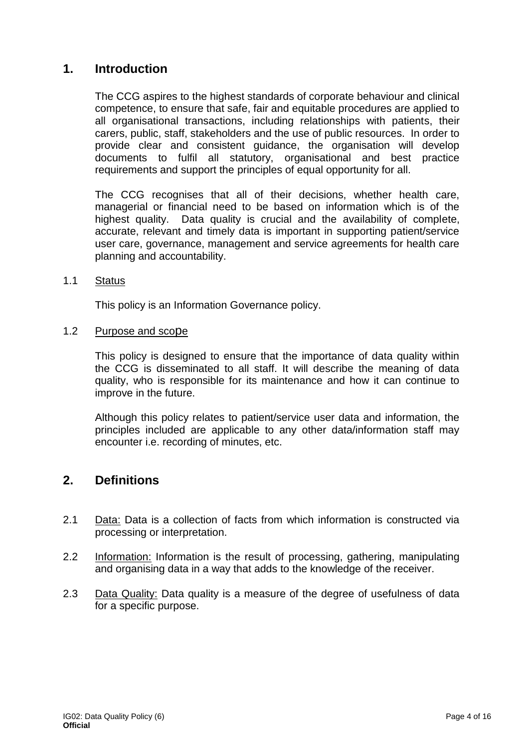## 1. Introduction

The CCG aspires to the highest standards of corporate behaviour and clinical competence, to ensure that safe, fair and equitable procedures are applied to all organisational transactions, including relationships with patients, their carers, public, staff, stakeholders and the use of public resources. In order to provide clear and consistent guidance, the organisation will develop documents to fulfil all statutory, organisational and best practice requirements and support the principles of equal opportunity for all.

The CCG recognises that all of their decisions, whether health care, managerial or financial need to be based on information which is of the highest quality. Data quality is crucial and the availability of complete, accurate, relevant and timely data is important in supporting patient/service user care, governance, management and service agreements for health care planning and accountability.

### 1.1 Status

This policy is an Information Governance policy.

### 1.2 Purpose and scope

This policy is designed to ensure that the importance of data quality within the CCG is disseminated to all staff. It will describe the meaning of data quality, who is responsible for its maintenance and how it can continue to improve in the future.

Although this policy relates to patient/service user data and information, the principles included are applicable to any other data/information staff may encounter i.e. recording of minutes, etc.

## 2. Definitions

2.1 Data: Data is a collection of facts from which information is constructed via processing or interpretation.

2.2 Information: Information is the result of processing, gathering, manipulating and organising data in a way that adds to the knowledge of the receiver.

2.3 Data Quality: Data quality is a measure of the degree of usefulness of data for a specific purpose.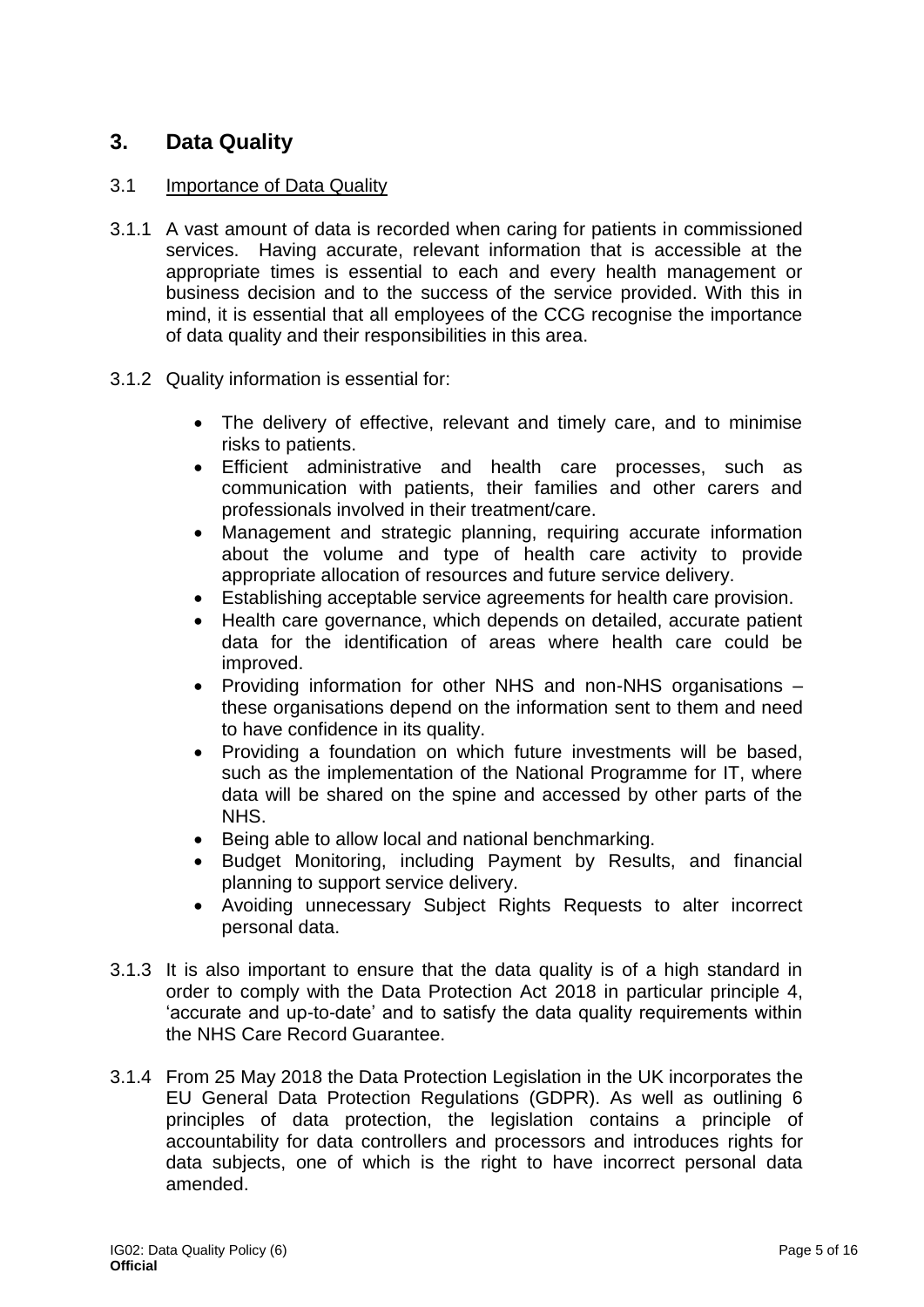## 3. Data Quality

### 3.1 Importance of Data Quality

3.1.1 A vast amount of data is recorded when caring for patients in commissioned services. Having accurate, relevant information that is accessible at the appropriate times is essential to each and every health management or business decision and to the success of the service provided. With this in mind, it is essential that all employees of the CCG recognise the importance of data quality and their responsibilities in this area.

3.1.2 Quality information is essential for:

- The delivery of effective, relevant and timely care, and to minimise risks to patients.
- Efficient administrative and health care processes, such as communication with patients, their families and other carers and professionals involved in their treatment/care.
- Management and strategic planning, requiring accurate information about the volume and type of health care activity to provide appropriate allocation of resources and future service delivery.
- Establishing acceptable service agreements for health care provision.
- Health care governance, which depends on detailed, accurate patient data for the identification of areas where health care could be improved.
- Providing information for other NHS and non-NHS organisations – these organisations depend on the information sent to them and need to have confidence in its quality.
- Providing a foundation on which future investments will be based, such as the implementation of the National Programme for IT, where data will be shared on the spine and accessed by other parts of the NHS.
- Being able to allow local and national benchmarking.
- Budget Monitoring, including Payment by Results, and financial planning to support service delivery.
- Avoiding unnecessary Subject Rights Requests to alter incorrect personal data.

3.1.3 It is also important to ensure that the data quality is of a high standard in order to comply with the Data Protection Act 2018 in particular principle 4, 'accurate and up-to-date' and to satisfy the data quality requirements within the NHS Care Record Guarantee.

3.1.4 From 25 May 2018 the Data Protection Legislation in the UK incorporates the EU General Data Protection Regulations (GDPR). As well as outlining 6 principles of data protection, the legislation contains a principle of accountability for data controllers and processors and introduces rights for data subjects, one of which is the right to have incorrect personal data amended.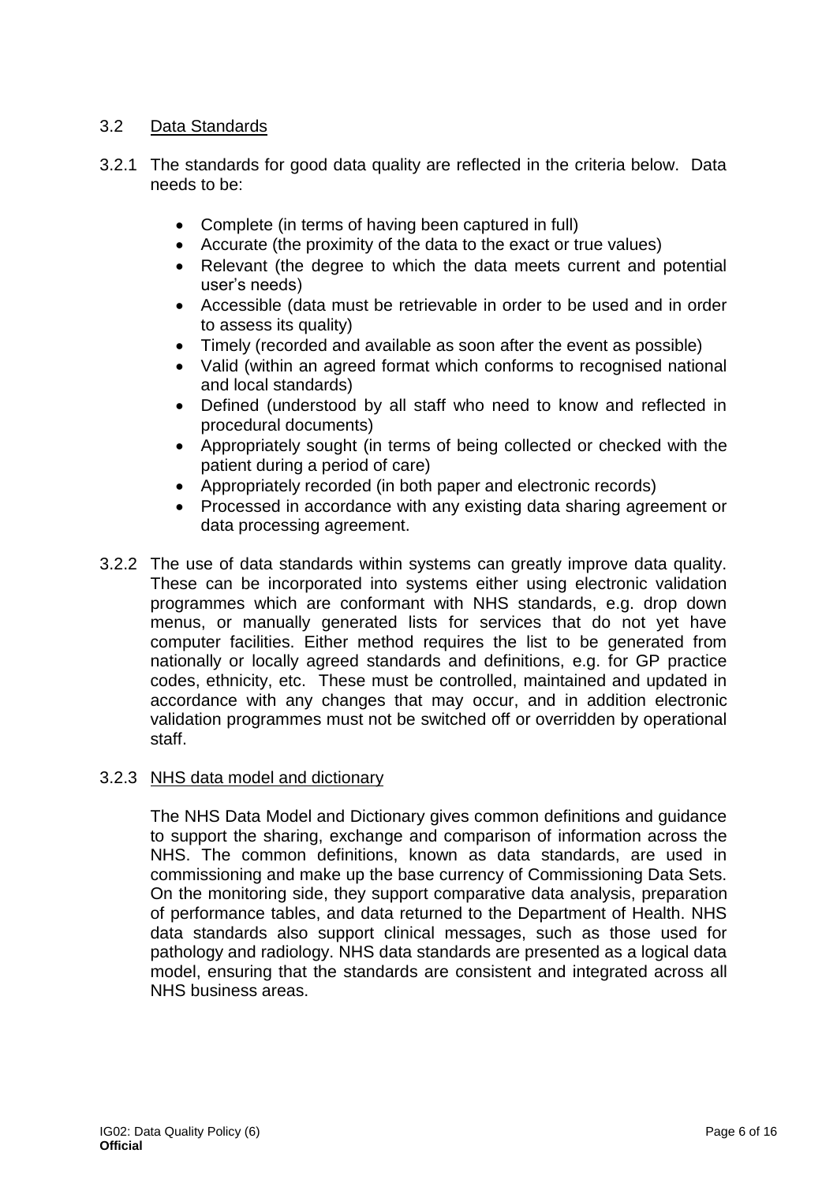## 3.2 Data Standards

3.2.1 The standards for good data quality are reflected in the criteria below. Data needs to be:

- Complete (in terms of having been captured in full)
- Accurate (the proximity of the data to the exact or true values)
- Relevant (the degree to which the data meets current and potential user's needs)
- Accessible (data must be retrievable in order to be used and in order to assess its quality)
- Timely (recorded and available as soon after the event as possible)
- Valid (within an agreed format which conforms to recognised national and local standards)
- Defined (understood by all staff who need to know and reflected in procedural documents)
- Appropriately sought (in terms of being collected or checked with the patient during a period of care)
- Appropriately recorded (in both paper and electronic records)
- Processed in accordance with any existing data sharing agreement or data processing agreement.

3.2.2 The use of data standards within systems can greatly improve data quality. These can be incorporated into systems either using electronic validation programmes which are conformant with NHS standards, e.g. drop down menus, or manually generated lists for services that do not yet have computer facilities. Either method requires the list to be generated from nationally or locally agreed standards and definitions, e.g. for GP practice codes, ethnicity, etc. These must be controlled, maintained and updated in accordance with any changes that may occur, and in addition electronic validation programmes must not be switched off or overridden by operational staff.

### 3.2.3 NHS data model and dictionary

The NHS Data Model and Dictionary gives common definitions and guidance to support the sharing, exchange and comparison of information across the NHS. The common definitions, known as data standards, are used in commissioning and make up the base currency of Commissioning Data Sets. On the monitoring side, they support comparative data analysis, preparation of performance tables, and data returned to the Department of Health. NHS data standards also support clinical messages, such as those used for pathology and radiology. NHS data standards are presented as a logical data model, ensuring that the standards are consistent and integrated across all NHS business areas.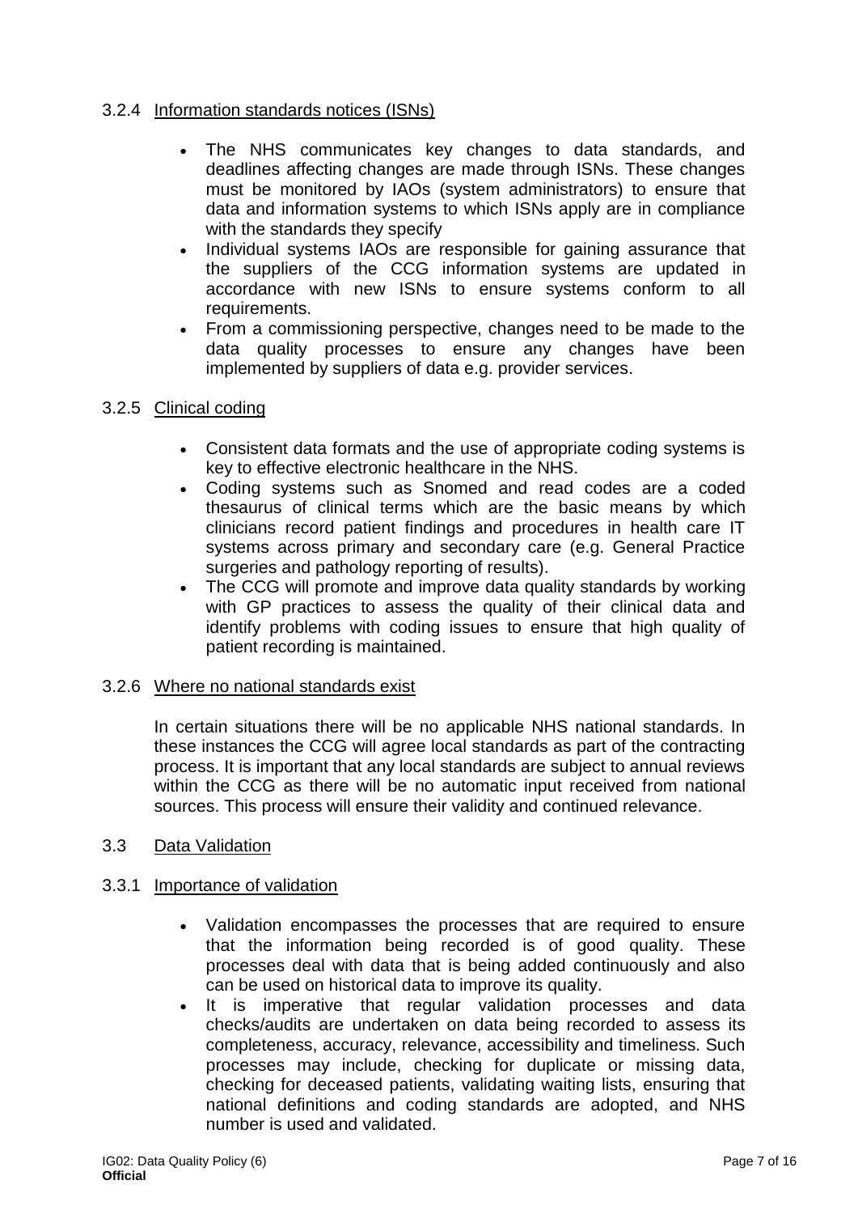### 3.2.4 Information standards notices (ISNs)

- The NHS communicates key changes to data standards, and deadlines affecting changes are made through ISNs. These changes must be monitored by IAOs (system administrators) to ensure that data and information systems to which ISNs apply are in compliance with the standards they specify
- Individual systems IAOs are responsible for gaining assurance that the suppliers of the CCG information systems are updated in accordance with new ISNs to ensure systems conform to all requirements.
- From a commissioning perspective, changes need to be made to the data quality processes to ensure any changes have been implemented by suppliers of data e.g. provider services.

### 3.2.5 Clinical coding

- Consistent data formats and the use of appropriate coding systems is key to effective electronic healthcare in the NHS.
- Coding systems such as Snomed and read codes are a coded thesaurus of clinical terms which are the basic means by which clinicians record patient findings and procedures in health care IT systems across primary and secondary care (e.g. General Practice surgeries and pathology reporting of results).
- The CCG will promote and improve data quality standards by working with GP practices to assess the quality of their clinical data and identify problems with coding issues to ensure that high quality of patient recording is maintained.

### 3.2.6 Where no national standards exist

In certain situations there will be no applicable NHS national standards. In these instances the CCG will agree local standards as part of the contracting process. It is important that any local standards are subject to annual reviews within the CCG as there will be no automatic input received from national sources. This process will ensure their validity and continued relevance.

## 3.3 Data Validation

### 3.3.1 Importance of validation

- Validation encompasses the processes that are required to ensure that the information being recorded is of good quality. These processes deal with data that is being added continuously and also can be used on historical data to improve its quality.
- It is imperative that regular validation processes and data checks/audits are undertaken on data being recorded to assess its completeness, accuracy, relevance, accessibility and timeliness. Such processes may include, checking for duplicate or missing data, checking for deceased patients, validating waiting lists, ensuring that national definitions and coding standards are adopted, and NHS number is used and validated.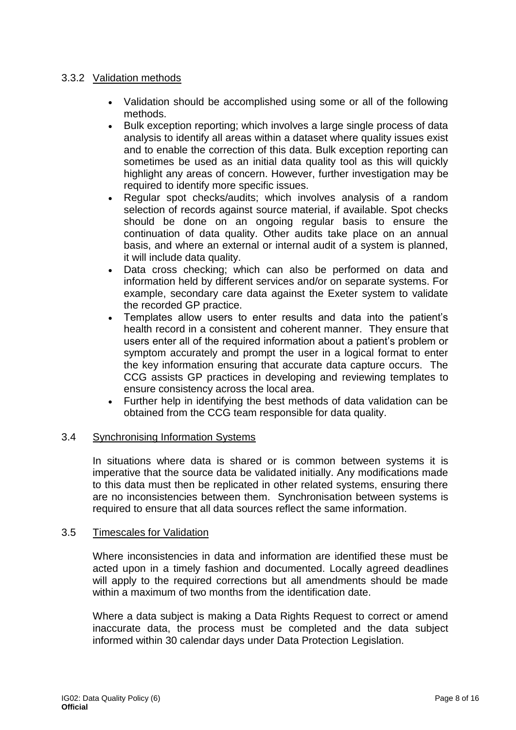#### 3.3.2 Validation methods

- Validation should be accomplished using some or all of the following methods.
- Bulk exception reporting; which involves a large single process of data analysis to identify all areas within a dataset where quality issues exist and to enable the correction of this data. Bulk exception reporting can sometimes be used as an initial data quality tool as this will quickly highlight any areas of concern. However, further investigation may be required to identify more specific issues.
- Regular spot checks/audits; which involves analysis of a random selection of records against source material, if available. Spot checks should be done on an ongoing regular basis to ensure the continuation of data quality. Other audits take place on an annual basis, and where an external or internal audit of a system is planned, it will include data quality.
- Data cross checking; which can also be performed on data and information held by different services and/or on separate systems. For example, secondary care data against the Exeter system to validate the recorded GP practice.
- Templates allow users to enter results and data into the patient's health record in a consistent and coherent manner. They ensure that users enter all of the required information about a patient's problem or symptom accurately and prompt the user in a logical format to enter the key information ensuring that accurate data capture occurs. The CCG assists GP practices in developing and reviewing templates to ensure consistency across the local area.
- Further help in identifying the best methods of data validation can be obtained from the CCG team responsible for data quality.

### 3.4 Synchronising Information Systems

In situations where data is shared or is common between systems it is imperative that the source data be validated initially. Any modifications made to this data must then be replicated in other related systems, ensuring there are no inconsistencies between them. Synchronisation between systems is required to ensure that all data sources reflect the same information.

### 3.5 Timescales for Validation

Where inconsistencies in data and information are identified these must be acted upon in a timely fashion and documented. Locally agreed deadlines will apply to the required corrections but all amendments should be made within a maximum of two months from the identification date.

Where a data subject is making a Data Rights Request to correct or amend inaccurate data, the process must be completed and the data subject informed within 30 calendar days under Data Protection Legislation.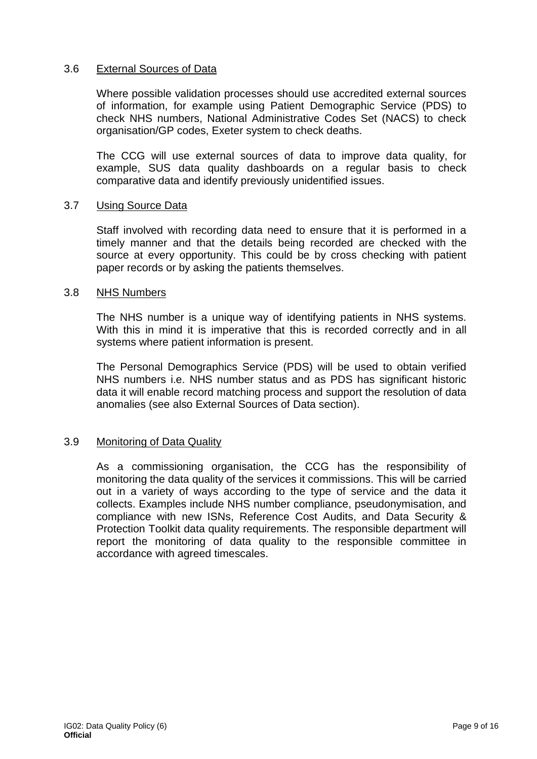### 3.6 External Sources of Data

Where possible validation processes should use accredited external sources of information, for example using Patient Demographic Service (PDS) to check NHS numbers, National Administrative Codes Set (NACS) to check organisation/GP codes, Exeter system to check deaths.

The CCG will use external sources of data to improve data quality, for example, SUS data quality dashboards on a regular basis to check comparative data and identify previously unidentified issues.

### 3.7 Using Source Data

Staff involved with recording data need to ensure that it is performed in a timely manner and that the details being recorded are checked with the source at every opportunity. This could be by cross checking with patient paper records or by asking the patients themselves.

### 3.8 NHS Numbers

The NHS number is a unique way of identifying patients in NHS systems. With this in mind it is imperative that this is recorded correctly and in all systems where patient information is present.

The Personal Demographics Service (PDS) will be used to obtain verified NHS numbers i.e. NHS number status and as PDS has significant historic data it will enable record matching process and support the resolution of data anomalies (see also External Sources of Data section).

### 3.9 Monitoring of Data Quality

As a commissioning organisation, the CCG has the responsibility of monitoring the data quality of the services it commissions. This will be carried out in a variety of ways according to the type of service and the data it collects. Examples include NHS number compliance, pseudonymisation, and compliance with new ISNs, Reference Cost Audits, and Data Security & Protection Toolkit data quality requirements. The responsible department will report the monitoring of data quality to the responsible committee in accordance with agreed timescales.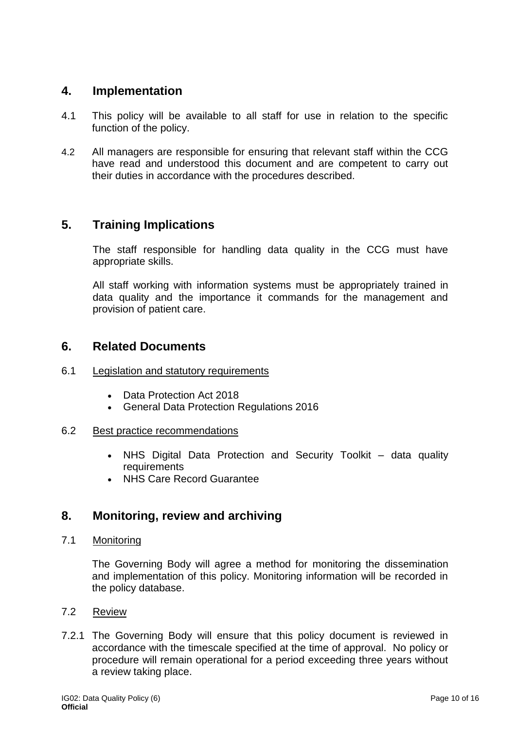## 4. Implementation

4.1 This policy will be available to all staff for use in relation to the specific function of the policy.

4.2 All managers are responsible for ensuring that relevant staff within the CCG have read and understood this document and are competent to carry out their duties in accordance with the procedures described.

## 5. Training Implications

The staff responsible for handling data quality in the CCG must have appropriate skills.

All staff working with information systems must be appropriately trained in data quality and the importance it commands for the management and provision of patient care.

## 6. Related Documents

6.1 Legislation and statutory requirements

- Data Protection Act 2018
- General Data Protection Regulations 2016

6.2 Best practice recommendations

- NHS Digital Data Protection and Security Toolkit – data quality requirements
- NHS Care Record Guarantee

## 8. Monitoring, review and archiving

7.1 Monitoring

The Governing Body will agree a method for monitoring the dissemination and implementation of this policy. Monitoring information will be recorded in the policy database.

7.2 Review

7.2.1 The Governing Body will ensure that this policy document is reviewed in accordance with the timescale specified at the time of approval. No policy or procedure will remain operational for a period exceeding three years without a review taking place.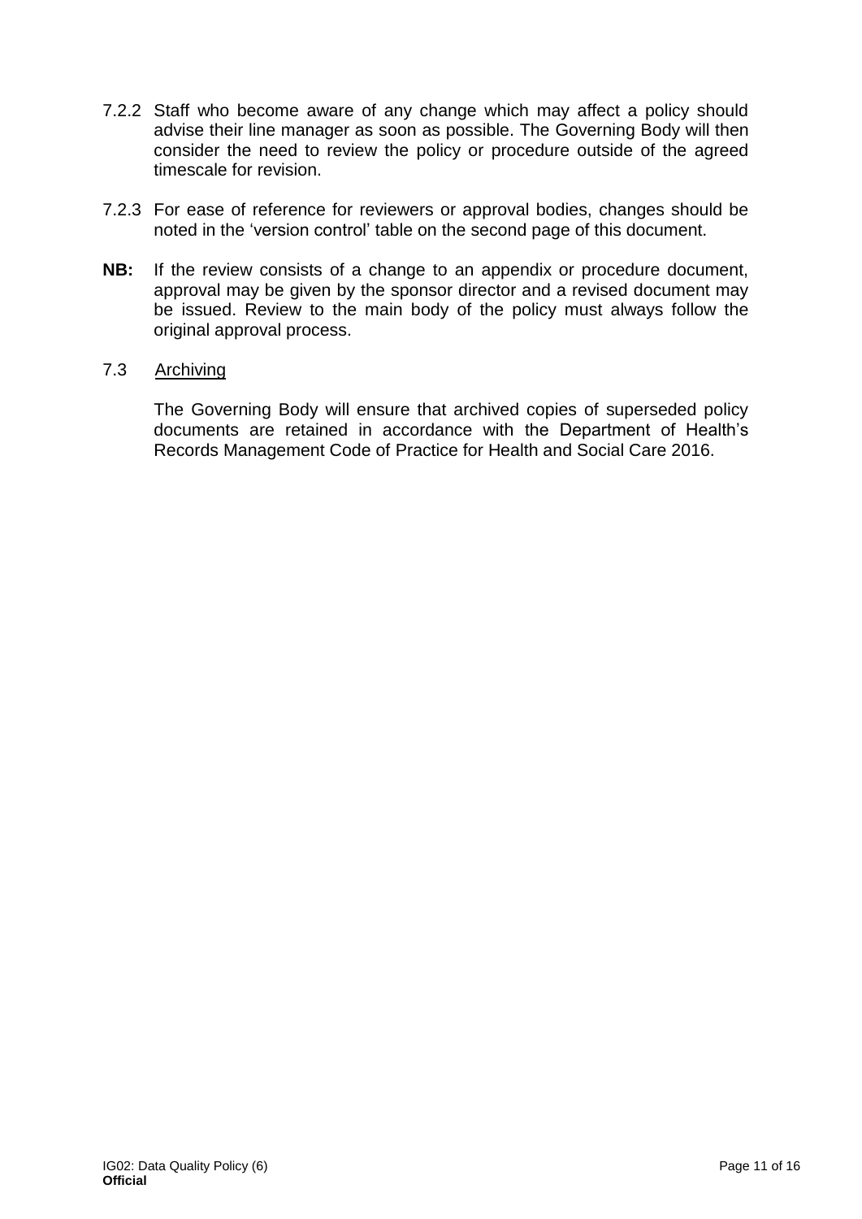7.2.2 Staff who become aware of any change which may affect a policy should advise their line manager as soon as possible. The Governing Body will then consider the need to review the policy or procedure outside of the agreed timescale for revision.

7.2.3 For ease of reference for reviewers or approval bodies, changes should be noted in the 'version control' table on the second page of this document.

**NB:** If the review consists of a change to an appendix or procedure document, approval may be given by the sponsor director and a revised document may be issued. Review to the main body of the policy must always follow the original approval process.

7.3 Archiving

The Governing Body will ensure that archived copies of superseded policy documents are retained in accordance with the Department of Health's Records Management Code of Practice for Health and Social Care 2016.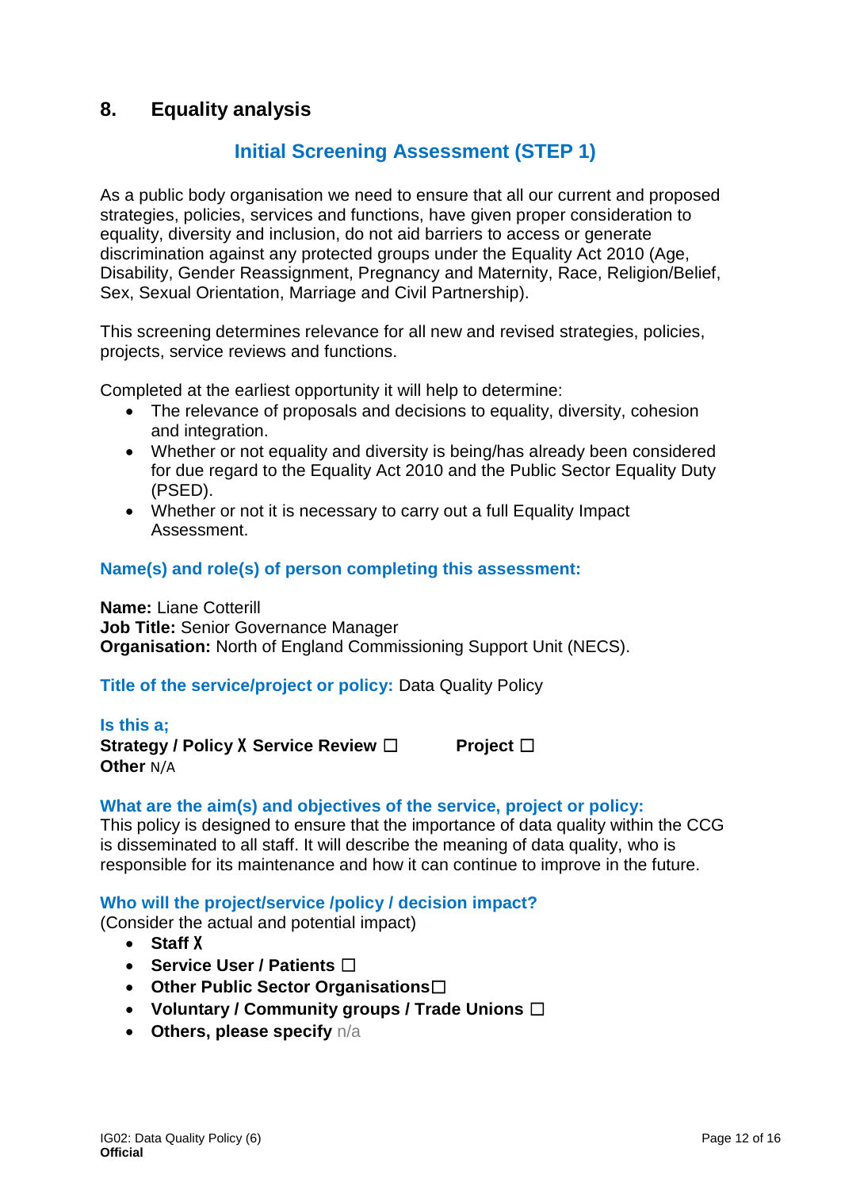## 8. Equality analysis

### Initial Screening Assessment (STEP 1)

As a public body organisation we need to ensure that all our current and proposed strategies, policies, services and functions, have given proper consideration to equality, diversity and inclusion, do not aid barriers to access or generate discrimination against any protected groups under the Equality Act 2010 (Age, Disability, Gender Reassignment, Pregnancy and Maternity, Race, Religion/Belief, Sex, Sexual Orientation, Marriage and Civil Partnership).

This screening determines relevance for all new and revised strategies, policies, projects, service reviews and functions.

Completed at the earliest opportunity it will help to determine:

- The relevance of proposals and decisions to equality, diversity, cohesion and integration.
- Whether or not equality and diversity is being/has already been considered for due regard to the Equality Act 2010 and the Public Sector Equality Duty (PSED).
- Whether or not it is necessary to carry out a full Equality Impact Assessment.

**Name(s) and role(s) of person completing this assessment:**

**Name:** Liane Cotterill
**Job Title:** Senior Governance Manager
**Organisation:** North of England Commissioning Support Unit (NECS).

**Title of the service/project or policy:** Data Quality Policy

**Is this a;**
**Strategy / Policy** X **Service Review** ☐ **Project** ☐
**Other** N/A

**What are the aim(s) and objectives of the service, project or policy:**
This policy is designed to ensure that the importance of data quality within the CCG is disseminated to all staff. It will describe the meaning of data quality, who is responsible for its maintenance and how it can continue to improve in the future.

**Who will the project/service /policy / decision impact?**
(Consider the actual and potential impact)

- **Staff** X
- **Service User / Patients** ☐
- **Other Public Sector Organisations** ☐
- **Voluntary / Community groups / Trade Unions** ☐
- **Others, please specify** n/a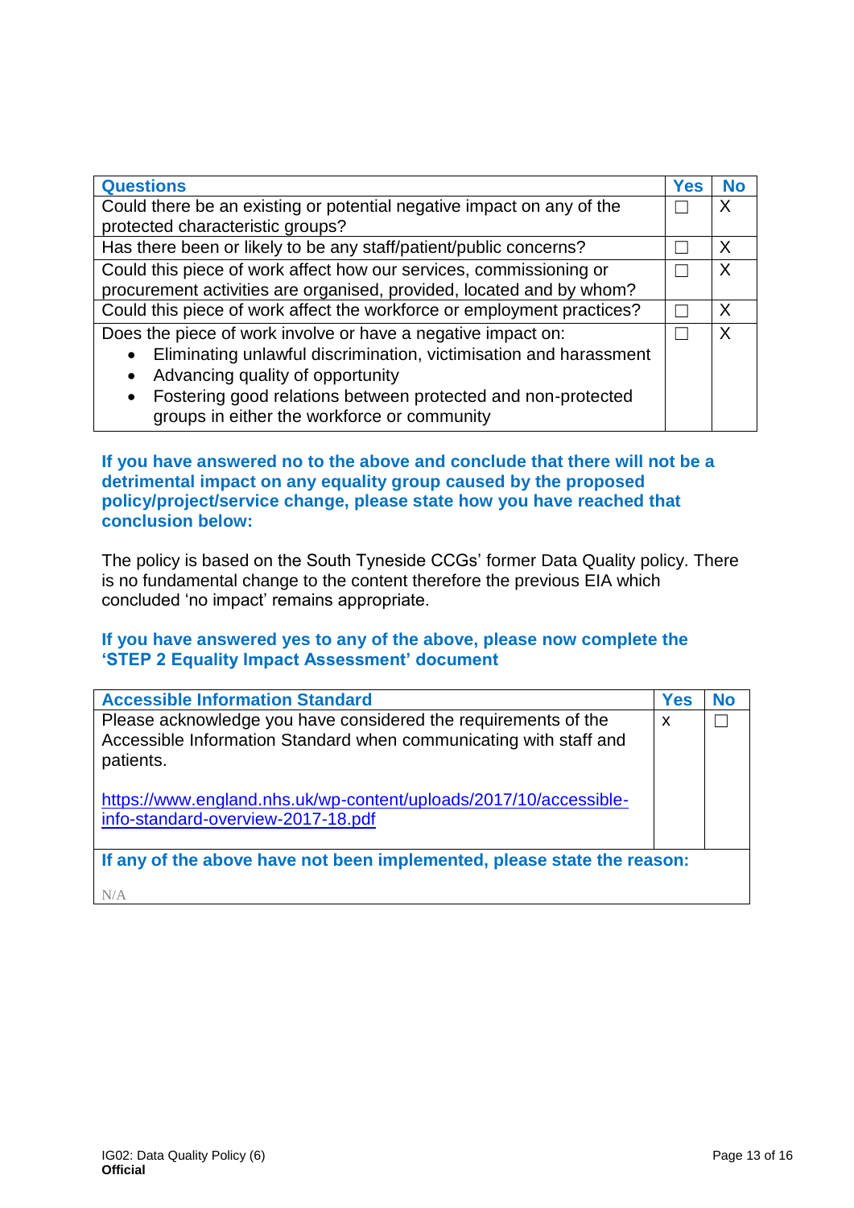| Questions | Yes | No |
|---|---|---|
| Could there be an existing or potential negative impact on any of the protected characteristic groups? | ☐ | X |
| Has there been or likely to be any staff/patient/public concerns? | ☐ | X |
| Could this piece of work affect how our services, commissioning or procurement activities are organised, provided, located and by whom? | ☐ | X |
| Could this piece of work affect the workforce or employment practices? | ☐ | X |
| Does the piece of work involve or have a negative impact on: <br>• Eliminating unlawful discrimination, victimisation and harassment <br>• Advancing quality of opportunity <br>• Fostering good relations between protected and non-protected groups in either the workforce or community | ☐ | X |

**If you have answered no to the above and conclude that there will not be a detrimental impact on any equality group caused by the proposed policy/project/service change, please state how you have reached that conclusion below:**

The policy is based on the South Tyneside CCGs' former Data Quality policy. There is no fundamental change to the content therefore the previous EIA which concluded 'no impact' remains appropriate.

**If you have answered yes to any of the above, please now complete the 'STEP 2 Equality Impact Assessment' document**

| Accessible Information Standard | Yes | No |
|---|---|---|
| Please acknowledge you have considered the requirements of the Accessible Information Standard when communicating with staff and patients. <br><br> https://www.england.nhs.uk/wp-content/uploads/2017/10/accessible-info-standard-overview-2017-18.pdf | x | ☐ |
| **If any of the above have not been implemented, please state the reason:** <br><br> N/A | | |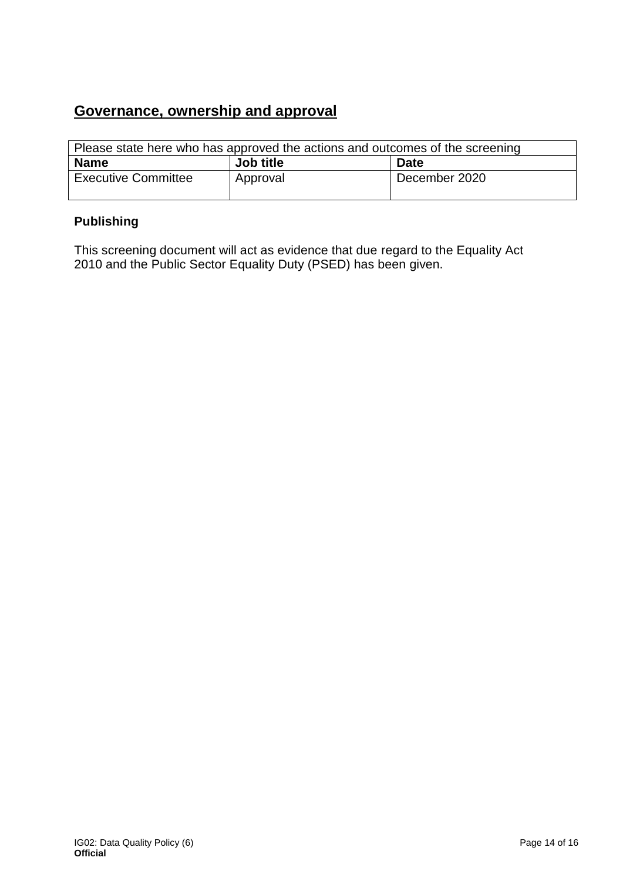## Governance, ownership and approval

| Please state here who has approved the actions and outcomes of the screening | | |
|---|---|---|
| **Name** | **Job title** | **Date** |
| Executive Committee | Approval | December 2020 |

### Publishing

This screening document will act as evidence that due regard to the Equality Act 2010 and the Public Sector Equality Duty (PSED) has been given.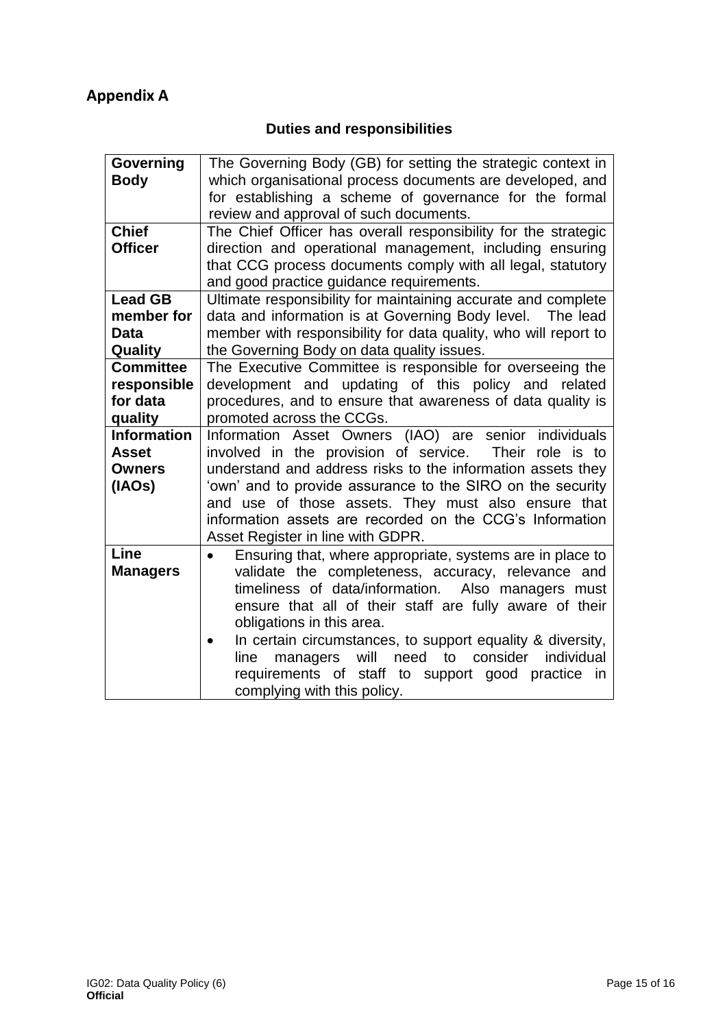## Appendix A

### Duties and responsibilities

| | |
|---|---|
| **Governing Body** | The Governing Body (GB) for setting the strategic context in which organisational process documents are developed, and for establishing a scheme of governance for the formal review and approval of such documents. |
| **Chief Officer** | The Chief Officer has overall responsibility for the strategic direction and operational management, including ensuring that CCG process documents comply with all legal, statutory and good practice guidance requirements. |
| **Lead GB member for Data Quality** | Ultimate responsibility for maintaining accurate and complete data and information is at Governing Body level. The lead member with responsibility for data quality, who will report to the Governing Body on data quality issues. |
| **Committee responsible for data quality** | The Executive Committee is responsible for overseeing the development and updating of this policy and related procedures, and to ensure that awareness of data quality is promoted across the CCGs. |
| **Information Asset Owners (IAOs)** | Information Asset Owners (IAO) are senior individuals involved in the provision of service. Their role is to understand and address risks to the information assets they 'own' and to provide assurance to the SIRO on the security and use of those assets. They must also ensure that information assets are recorded on the CCG's Information Asset Register in line with GDPR. |
| **Line Managers** | • Ensuring that, where appropriate, systems are in place to validate the completeness, accuracy, relevance and timeliness of data/information. Also managers must ensure that all of their staff are fully aware of their obligations in this area.<br>• In certain circumstances, to support equality & diversity, line managers will need to consider individual requirements of staff to support good practice in complying with this policy. |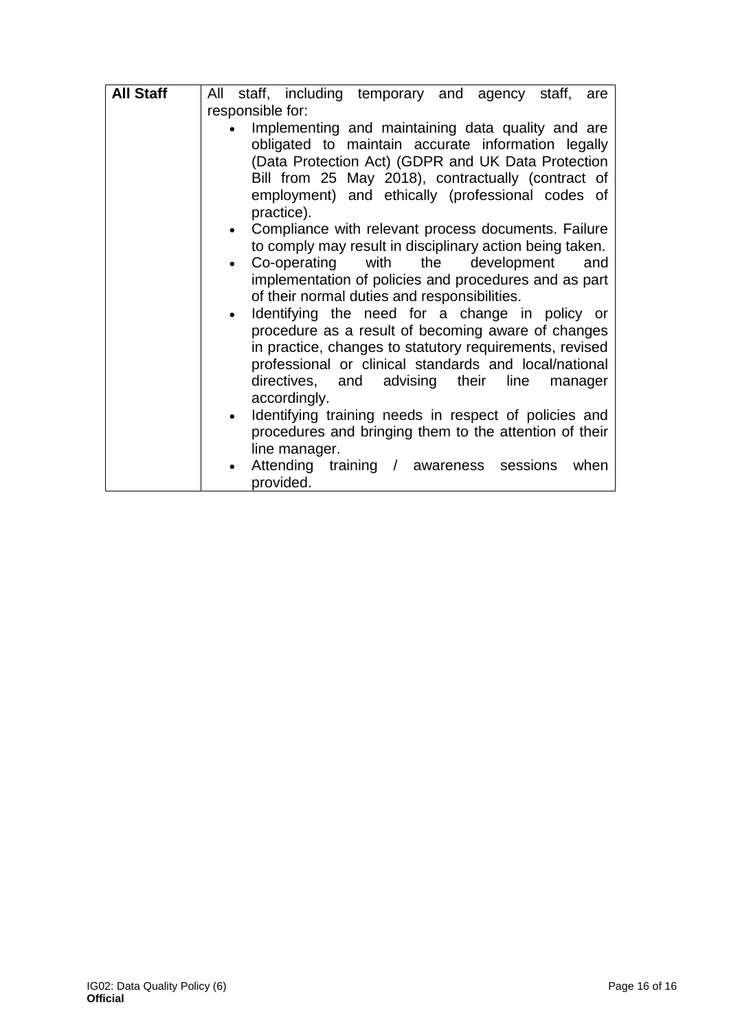| | |
|---|---|
| **All Staff** | All staff, including temporary and agency staff, are responsible for:<br>• Implementing and maintaining data quality and are obligated to maintain accurate information legally (Data Protection Act) (GDPR and UK Data Protection Bill from 25 May 2018), contractually (contract of employment) and ethically (professional codes of practice).<br>• Compliance with relevant process documents. Failure to comply may result in disciplinary action being taken.<br>• Co-operating with the development and implementation of policies and procedures and as part of their normal duties and responsibilities.<br>• Identifying the need for a change in policy or procedure as a result of becoming aware of changes in practice, changes to statutory requirements, revised professional or clinical standards and local/national directives, and advising their line manager accordingly.<br>• Identifying training needs in respect of policies and procedures and bringing them to the attention of their line manager.<br>• Attending training / awareness sessions when provided. |